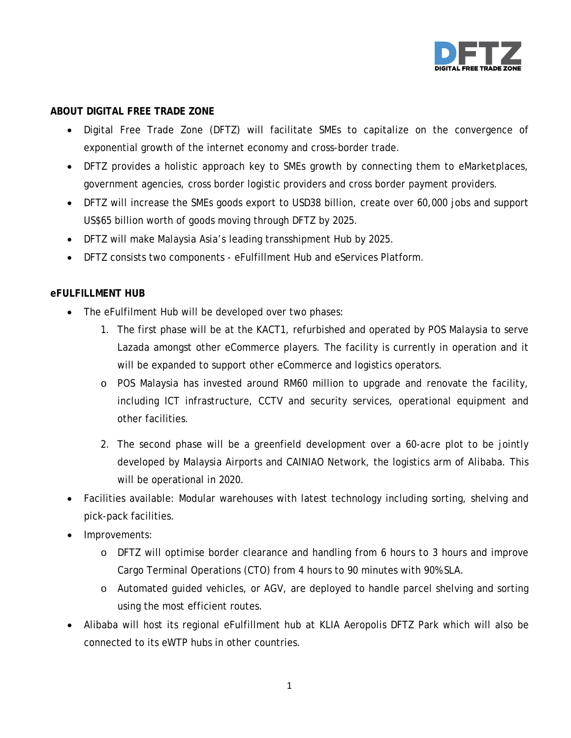## ABOUT DIGITAL FREE TRADE ZONE

- Digital Free Trade Zone (DFTZ) will facilitate SMEs to capitalize on the convergence of exponential growth of the internet economy and cross-border trade.
- DFTZ provides a holistic approach key to SMEs growth by connecting them to eMarketplaces, government agencies, cross border logistic providers and cross border payment providers.
- DFTZ will increase the SMEs goods export to USD38 billion, create over 60,000 jobs and support US$65 billion worth of goods moving through DFTZ by 2025.
- DFTZ will make Malaysia Asia's leading transshipment Hub by 2025.
- DFTZ consists two components - eFulfillment Hub and eServices Platform.

## eFULFILLMENT HUB

- The eFulfilment Hub will be developed over two phases:
  1. The first phase will be at the KACT1, refurbished and operated by POS Malaysia to serve Lazada amongst other eCommerce players. The facility is currently in operation and it will be expanded to support other eCommerce and logistics operators.
     - POS Malaysia has invested around RM60 million to upgrade and renovate the facility, including ICT infrastructure, CCTV and security services, operational equipment and other facilities.
  2. The second phase will be a greenfield development over a 60-acre plot to be jointly developed by Malaysia Airports and CAINIAO Network, the logistics arm of Alibaba. This will be operational in 2020.
- Facilities available: Modular warehouses with latest technology including sorting, shelving and pick-pack facilities.
- Improvements:
  - DFTZ will optimise border clearance and handling from 6 hours to 3 hours and improve Cargo Terminal Operations (CTO) from 4 hours to 90 minutes with 90% SLA.
  - Automated guided vehicles, or AGV, are deployed to handle parcel shelving and sorting using the most efficient routes.
- Alibaba will host its regional eFulfillment hub at KLIA Aeropolis DFTZ Park which will also be connected to its eWTP hubs in other countries.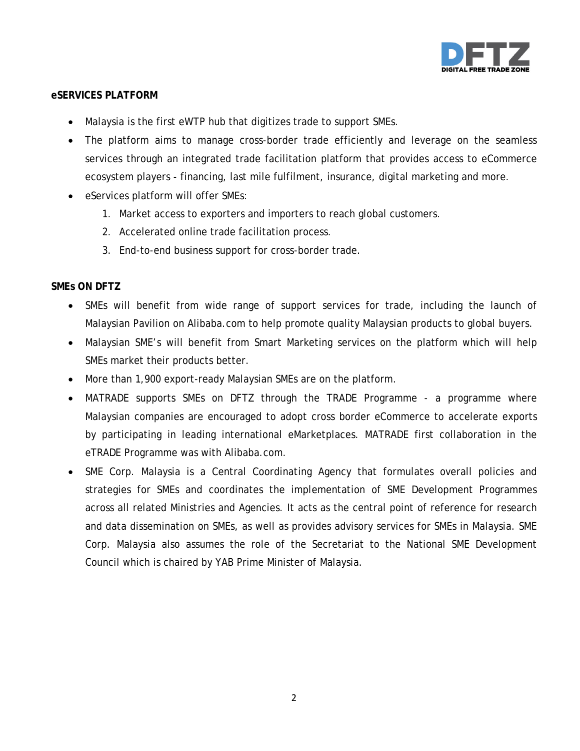**eSERVICES PLATFORM**

- Malaysia is the first eWTP hub that digitizes trade to support SMEs.
- The platform aims to manage cross-border trade efficiently and leverage on the seamless services through an integrated trade facilitation platform that provides access to eCommerce ecosystem players - financing, last mile fulfilment, insurance, digital marketing and more.
- eServices platform will offer SMEs:
  1. Market access to exporters and importers to reach global customers.
  2. Accelerated online trade facilitation process.
  3. End-to-end business support for cross-border trade.

**SMEs ON DFTZ**

- SMEs will benefit from wide range of support services for trade, including the launch of Malaysian Pavilion on Alibaba.com to help promote quality Malaysian products to global buyers.
- Malaysian SME's will benefit from Smart Marketing services on the platform which will help SMEs market their products better.
- More than 1,900 export-ready Malaysian SMEs are on the platform.
- MATRADE supports SMEs on DFTZ through the TRADE Programme - a programme where Malaysian companies are encouraged to adopt cross border eCommerce to accelerate exports by participating in leading international eMarketplaces. MATRADE first collaboration in the eTRADE Programme was with Alibaba.com.
- SME Corp. Malaysia is a Central Coordinating Agency that formulates overall policies and strategies for SMEs and coordinates the implementation of SME Development Programmes across all related Ministries and Agencies. It acts as the central point of reference for research and data dissemination on SMEs, as well as provides advisory services for SMEs in Malaysia. SME Corp. Malaysia also assumes the role of the Secretariat to the National SME Development Council which is chaired by YAB Prime Minister of Malaysia.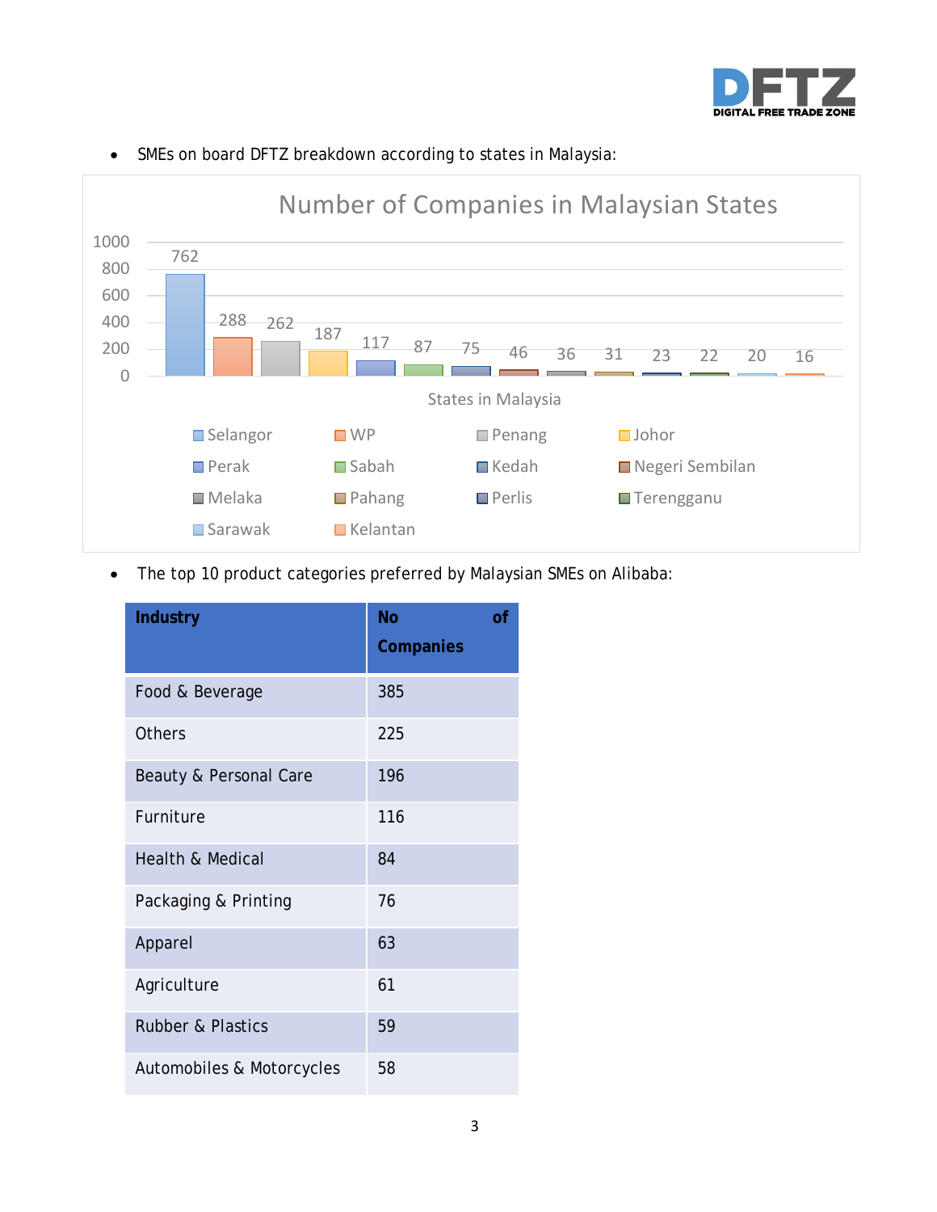- SMEs on board DFTZ breakdown according to states in Malaysia:

**Number of Companies in Malaysian States**

| States in Malaysia | Number of Companies |
|---|---|
| Selangor | 762 |
| WP | 288 |
| Penang | 262 |
| Johor | 187 |
| Perak | 117 |
| Sabah | 87 |
| Kedah | 75 |
| Negeri Sembilan | 46 |
| Melaka | 36 |
| Pahang | 31 |
| Perlis | 23 |
| Terengganu | 22 |
| Sarawak | 20 |
| Kelantan | 16 |

- The top 10 product categories preferred by Malaysian SMEs on Alibaba:

| Industry | No of Companies |
|---|---|
| Food & Beverage | 385 |
| Others | 225 |
| Beauty & Personal Care | 196 |
| Furniture | 116 |
| Health & Medical | 84 |
| Packaging & Printing | 76 |
| Apparel | 63 |
| Agriculture | 61 |
| Rubber & Plastics | 59 |
| Automobiles & Motorcycles | 58 |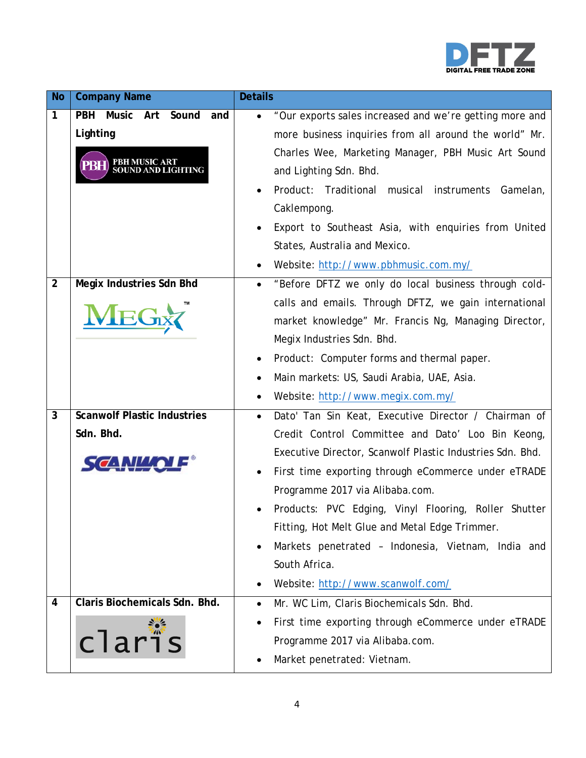| No | Company Name | Details |
|---|---|---|
| 1 | **PBH Music Art Sound and Lighting** | • "Our exports sales increased and we're getting more and more business inquiries from all around the world" Mr. Charles Wee, Marketing Manager, PBH Music Art Sound and Lighting Sdn. Bhd. <br> • Product: Traditional musical instruments Gamelan, Caklempong. <br> • Export to Southeast Asia, with enquiries from United States, Australia and Mexico. <br> • Website: http://www.pbhmusic.com.my/ |
| 2 | **Megix Industries Sdn Bhd** | • "Before DFTZ we only do local business through cold-calls and emails. Through DFTZ, we gain international market knowledge" Mr. Francis Ng, Managing Director, Megix Industries Sdn. Bhd. <br> • Product: Computer forms and thermal paper. <br> • Main markets: US, Saudi Arabia, UAE, Asia. <br> • Website: http://www.megix.com.my/ |
| 3 | **Scanwolf Plastic Industries Sdn. Bhd.** | • Dato' Tan Sin Keat, Executive Director / Chairman of Credit Control Committee and Dato' Loo Bin Keong, Executive Director, Scanwolf Plastic Industries Sdn. Bhd. <br> • First time exporting through eCommerce under eTRADE Programme 2017 via Alibaba.com. <br> • Products: PVC Edging, Vinyl Flooring, Roller Shutter Fitting, Hot Melt Glue and Metal Edge Trimmer. <br> • Markets penetrated – Indonesia, Vietnam, India and South Africa. <br> • Website: http://www.scanwolf.com/ |
| 4 | **Claris Biochemicals Sdn. Bhd.** | • Mr. WC Lim, Claris Biochemicals Sdn. Bhd. <br> • First time exporting through eCommerce under eTRADE Programme 2017 via Alibaba.com. <br> • Market penetrated: Vietnam. |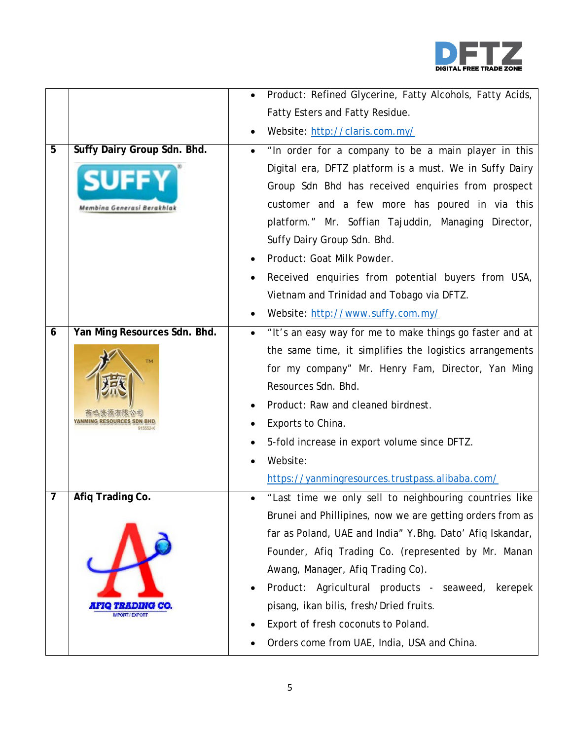| | | |
|---|---|---|
| | | • Product: Refined Glycerine, Fatty Alcohols, Fatty Acids, Fatty Esters and Fatty Residue.<br>• Website: http://claris.com.my/ |
| 5 | **Suffy Dairy Group Sdn. Bhd.** | • "In order for a company to be a main player in this Digital era, DFTZ platform is a must. We in Suffy Dairy Group Sdn Bhd has received enquiries from prospect customer and a few more has poured in via this platform." Mr. Soffian Tajuddin, Managing Director, Suffy Dairy Group Sdn. Bhd.<br>• Product: Goat Milk Powder.<br>• Received enquiries from potential buyers from USA, Vietnam and Trinidad and Tobago via DFTZ.<br>• Website: http://www.suffy.com.my/ |
| 6 | **Yan Ming Resources Sdn. Bhd.** | • "It's an easy way for me to make things go faster and at the same time, it simplifies the logistics arrangements for my company" Mr. Henry Fam, Director, Yan Ming Resources Sdn. Bhd.<br>• Product: Raw and cleaned birdnest.<br>• Exports to China.<br>• 5-fold increase in export volume since DFTZ.<br>• Website: https://yanmingresources.trustpass.alibaba.com/ |
| 7 | **Afiq Trading Co.** | • "Last time we only sell to neighbouring countries like Brunei and Phillipines, now we are getting orders from as far as Poland, UAE and India" Y.Bhg. Dato' Afiq Iskandar, Founder, Afiq Trading Co. (represented by Mr. Manan Awang, Manager, Afiq Trading Co).<br>• Product: Agricultural products - seaweed, kerepek pisang, ikan bilis, fresh/Dried fruits.<br>• Export of fresh coconuts to Poland.<br>• Orders come from UAE, India, USA and China. |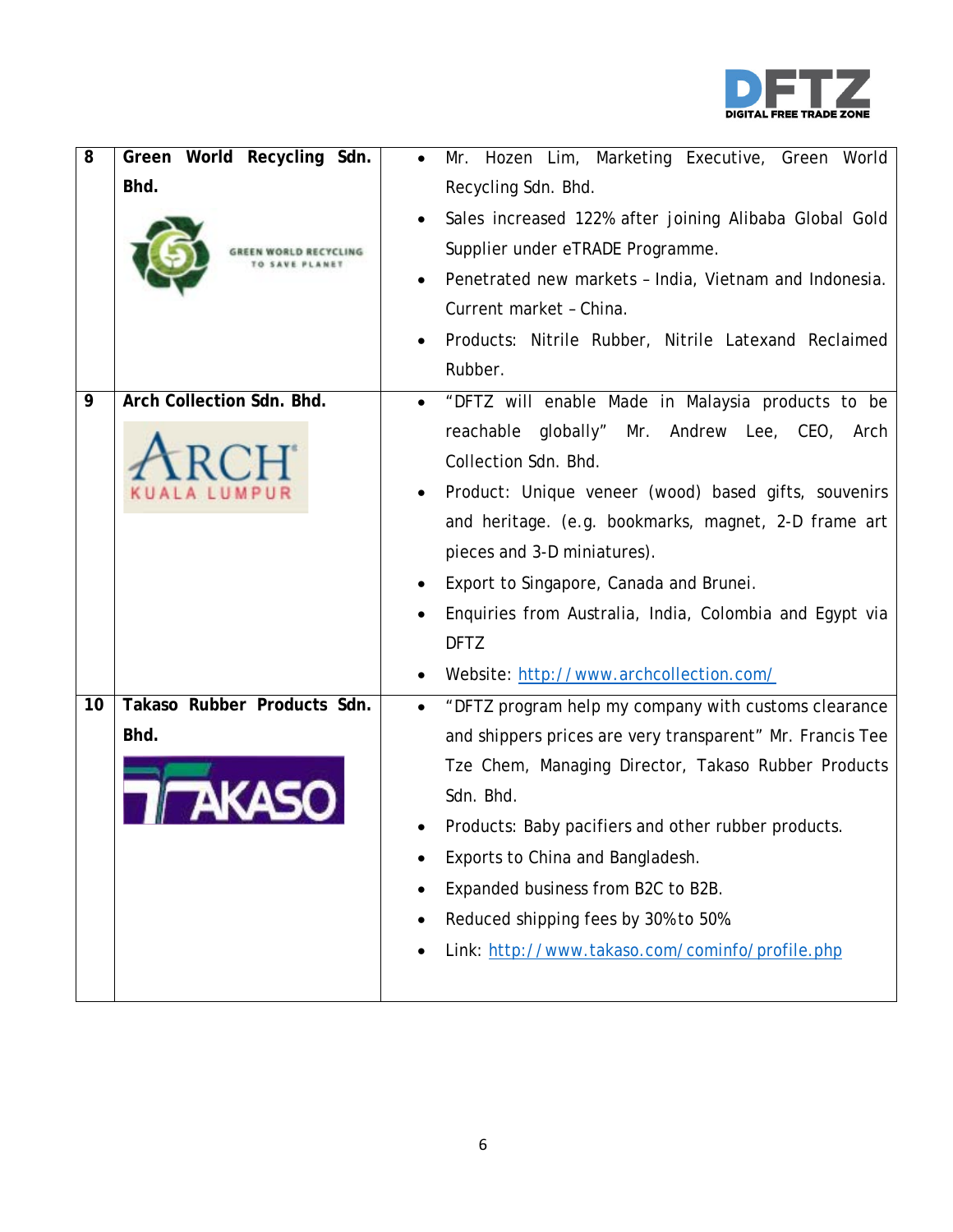| | | |
|---|---|---|
| 8 | **Green World Recycling Sdn. Bhd.**<br>GREEN WORLD RECYCLING TO SAVE PLANET | • Mr. Hozen Lim, Marketing Executive, Green World Recycling Sdn. Bhd.<br>• Sales increased 122% after joining Alibaba Global Gold Supplier under eTRADE Programme.<br>• Penetrated new markets – India, Vietnam and Indonesia. Current market – China.<br>• Products: Nitrile Rubber, Nitrile Latexand Reclaimed Rubber. |
| 9 | **Arch Collection Sdn. Bhd.**<br>ARCH KUALA LUMPUR | • "DFTZ will enable Made in Malaysia products to be reachable globally" Mr. Andrew Lee, CEO, Arch Collection Sdn. Bhd.<br>• Product: Unique veneer (wood) based gifts, souvenirs and heritage. (e.g. bookmarks, magnet, 2-D frame art pieces and 3-D miniatures).<br>• Export to Singapore, Canada and Brunei.<br>• Enquiries from Australia, India, Colombia and Egypt via DFTZ<br>• Website: http://www.archcollection.com/ |
| 10 | **Takaso Rubber Products Sdn. Bhd.**<br>TAKASO | • "DFTZ program help my company with customs clearance and shippers prices are very transparent" Mr. Francis Tee Tze Chem, Managing Director, Takaso Rubber Products Sdn. Bhd.<br>• Products: Baby pacifiers and other rubber products.<br>• Exports to China and Bangladesh.<br>• Expanded business from B2C to B2B.<br>• Reduced shipping fees by 30% to 50%<br>• Link: http://www.takaso.com/cominfo/profile.php |